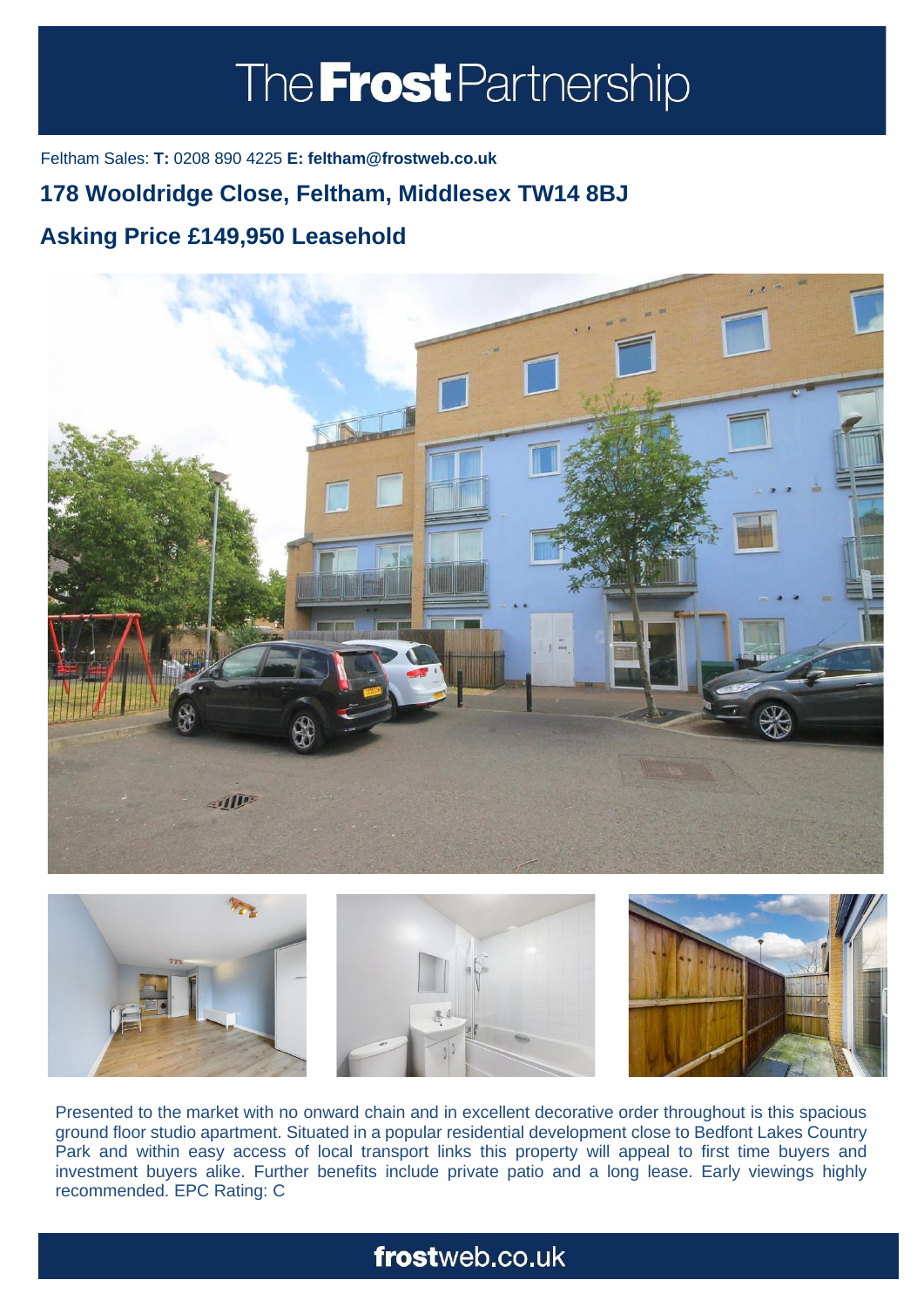# The Frost Partnership

Feltham Sales: **T:** 0208 890 4225 **E: feltham@frostweb.co.uk**

## 178 Wooldridge Close, Feltham, Middlesex TW14 8BJ

## Asking Price £149,950 Leasehold

Presented to the market with no onward chain and in excellent decorative order throughout is this spacious ground floor studio apartment. Situated in a popular residential development close to Bedfont Lakes Country Park and within easy access of local transport links this property will appeal to first time buyers and investment buyers alike. Further benefits include private patio and a long lease. Early viewings highly recommended. EPC Rating: C

**frost**web.co.uk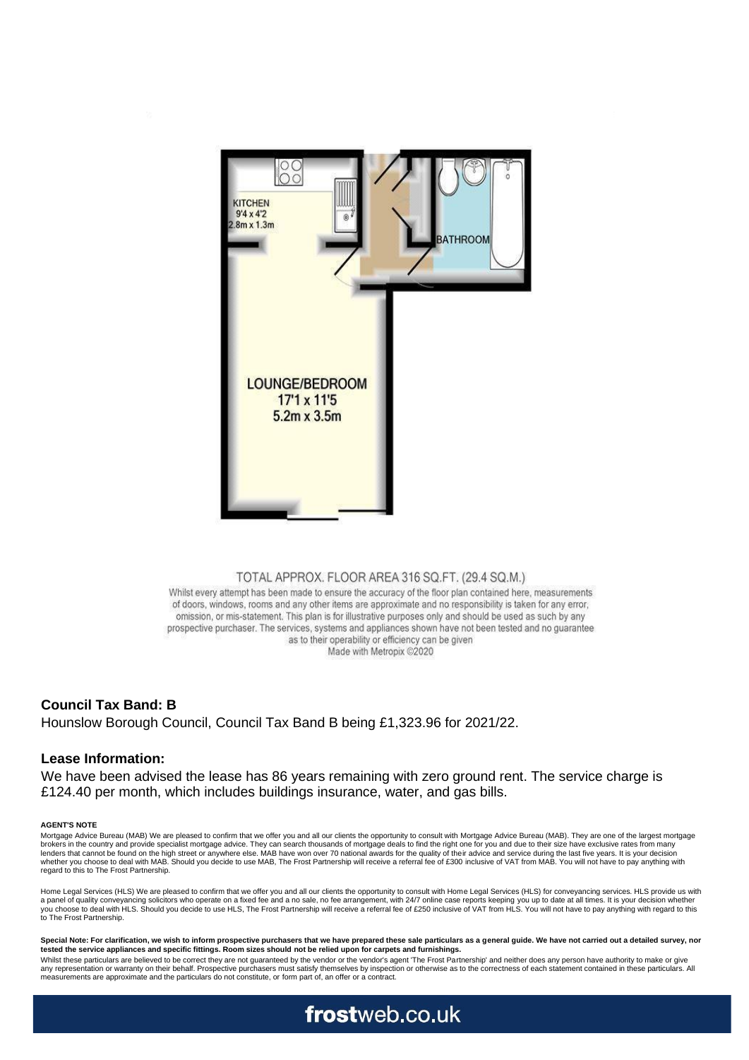KITCHEN
9'4 x 4'2
2.8m x 1.3m

BATHROOM

LOUNGE/BEDROOM
17'1 x 11'5
5.2m x 3.5m

TOTAL APPROX. FLOOR AREA 316 SQ.FT. (29.4 SQ.M.)

Whilst every attempt has been made to ensure the accuracy of the floor plan contained here, measurements of doors, windows, rooms and any other items are approximate and no responsibility is taken for any error, omission, or mis-statement. This plan is for illustrative purposes only and should be used as such by any prospective purchaser. The services, systems and appliances shown have not been tested and no guarantee as to their operability or efficiency can be given

Made with Metropix ©2020

### Council Tax Band: B

Hounslow Borough Council, Council Tax Band B being £1,323.96 for 2021/22.

### Lease Information:

We have been advised the lease has 86 years remaining with zero ground rent. The service charge is £124.40 per month, which includes buildings insurance, water, and gas bills.

**AGENT'S NOTE**

Mortgage Advice Bureau (MAB) We are pleased to confirm that we offer you and all our clients the opportunity to consult with Mortgage Advice Bureau (MAB). They are one of the largest mortgage brokers in the country and provide specialist mortgage advice. They can search thousands of mortgage deals to find the right one for you and due to their size have exclusive rates from many lenders that cannot be found on the high street or anywhere else. MAB have won over 70 national awards for the quality of their advice and service during the last five years. It is your decision whether you choose to deal with MAB. Should you decide to use MAB, The Frost Partnership will receive a referral fee of £300 inclusive of VAT from MAB. You will not have to pay anything with regard to this to The Frost Partnership.

Home Legal Services (HLS) We are pleased to confirm that we offer you and all our clients the opportunity to consult with Home Legal Services (HLS) for conveyancing services. HLS provide us with a panel of quality conveyancing solicitors who operate on a fixed fee and a no sale, no fee arrangement, with 24/7 online case reports keeping you up to date at all times. It is your decision whether you choose to deal with HLS. Should you decide to use HLS, The Frost Partnership will receive a referral fee of £250 inclusive of VAT from HLS. You will not have to pay anything with regard to this to The Frost Partnership.

**Special Note: For clarification, we wish to inform prospective purchasers that we have prepared these sale particulars as a general guide. We have not carried out a detailed survey, nor tested the service appliances and specific fittings. Room sizes should not be relied upon for carpets and furnishings.**

Whilst these particulars are believed to be correct they are not guaranteed by the vendor or the vendor's agent 'The Frost Partnership' and neither does any person have authority to make or give any representation or warranty on their behalf. Prospective purchasers must satisfy themselves by inspection or otherwise as to the correctness of each statement contained in these particulars. All measurements are approximate and the particulars do not constitute, or form part of, an offer or a contract.

**frost**web.co.uk